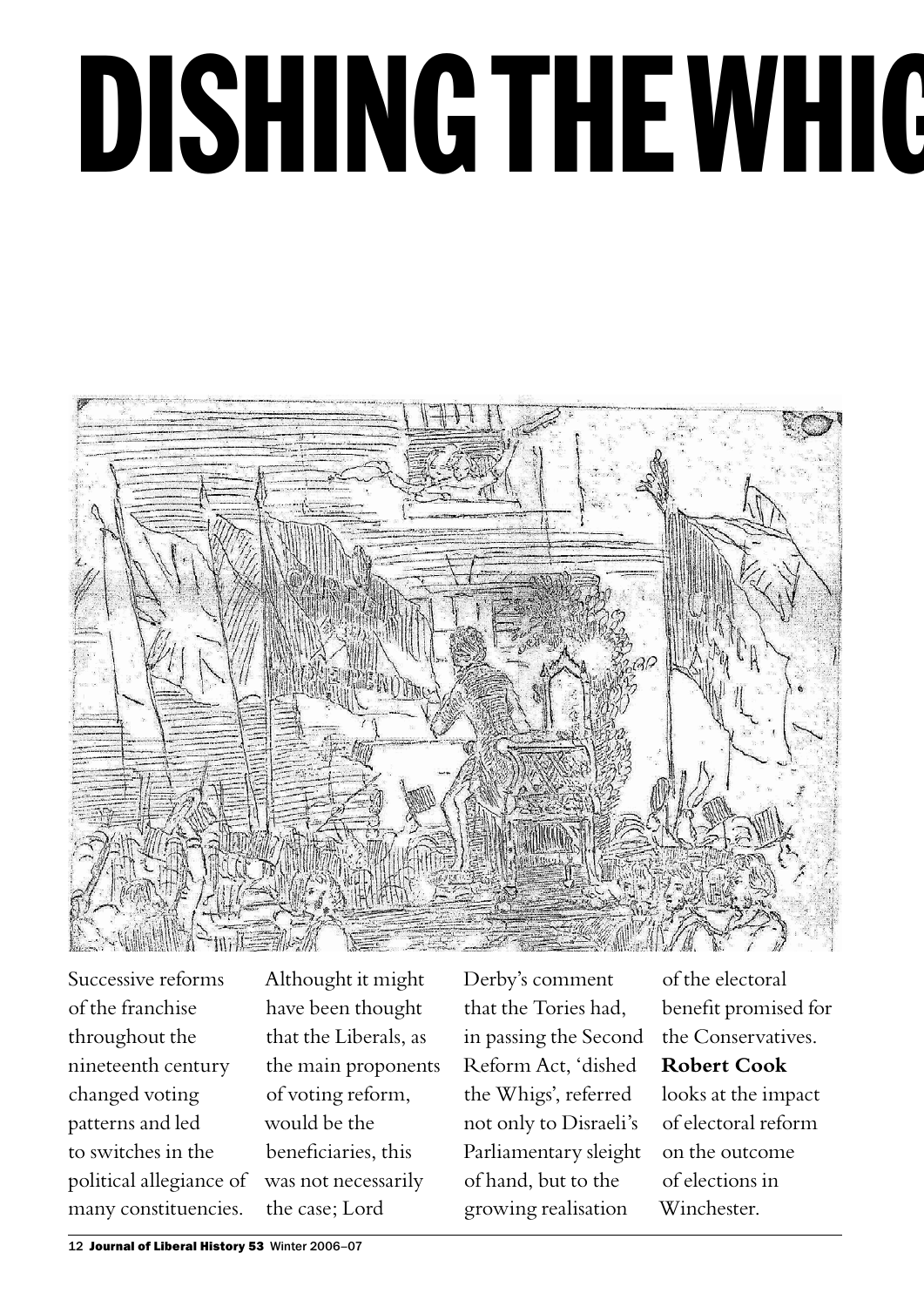# DISHING THE WHIG

Successive reforms of the franchise throughout the nineteenth century changed voting patterns and led to switches in the political allegiance of many constituencies. Althought it might have been thought that the Liberals, as the main proponents of voting reform, would be the beneficiaries, this was not necessarily the case; Lord Derby's comment that the Tories had, in passing the Second Reform Act, 'dished the Whigs', referred not only to Disraeli's Parliamentary sleight of hand, but to the growing realisation of the electoral benefit promised for the Conservatives. **Robert Cook** looks at the impact of electoral reform on the outcome of elections in Winchester.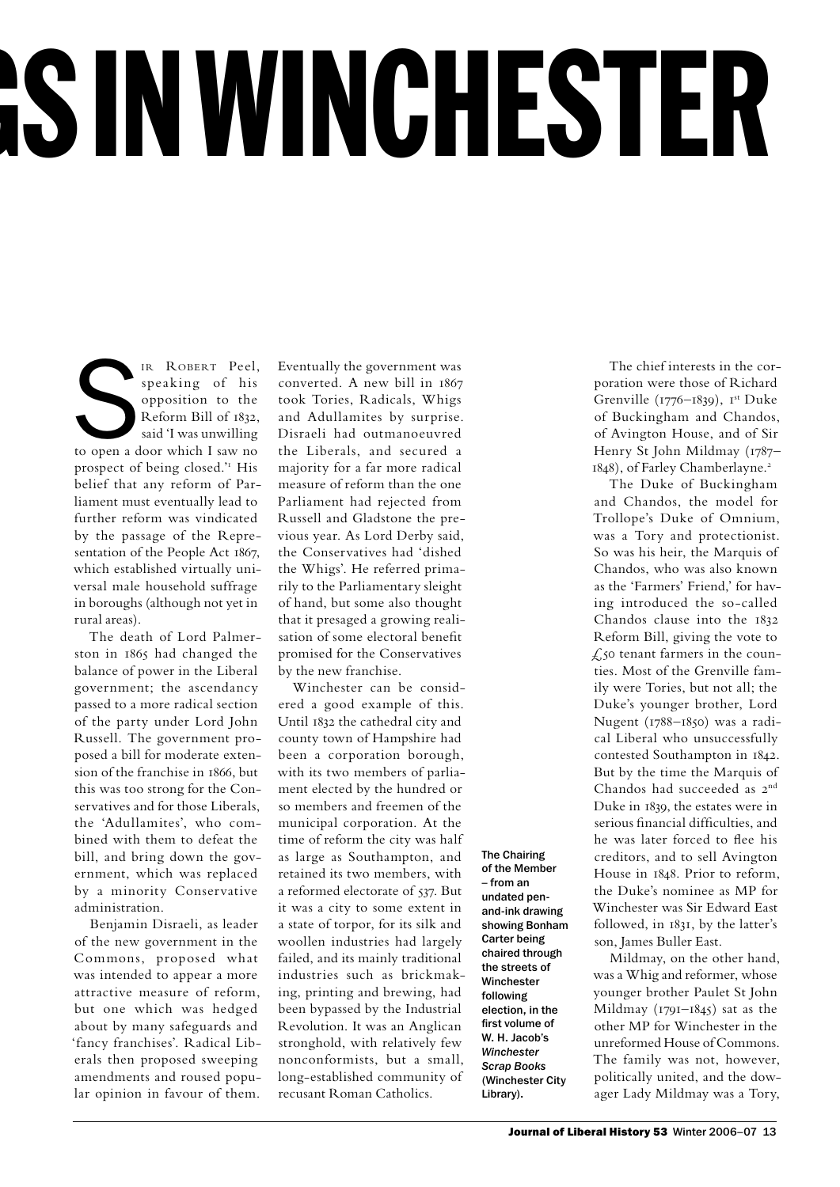# GS IN WINCHESTER

Sir Robert Peel, speaking of his opposition to the Reform Bill of 1832, said 'I was unwilling to open a door which I saw no prospect of being closed.'[1] His belief that any reform of Parliament must eventually lead to further reform was vindicated by the passage of the Representation of the People Act 1867, which established virtually universal male household suffrage in boroughs (although not yet in rural areas).

The death of Lord Palmerston in 1865 had changed the balance of power in the Liberal government; the ascendancy passed to a more radical section of the party under Lord John Russell. The government proposed a bill for moderate extension of the franchise in 1866, but this was too strong for the Conservatives and for those Liberals, the 'Adullamites', who combined with them to defeat the bill, and bring down the government, which was replaced by a minority Conservative administration.

Benjamin Disraeli, as leader of the new government in the Commons, proposed what was intended to appear a more attractive measure of reform, but one which was hedged about by many safeguards and 'fancy franchises'. Radical Liberals then proposed sweeping amendments and roused popular opinion in favour of them. Eventually the government was converted. A new bill in 1867 took Tories, Radicals, Whigs and Adullamites by surprise. Disraeli had outmanoeuvred the Liberals, and secured a majority for a far more radical measure of reform than the one Parliament had rejected from Russell and Gladstone the previous year. As Lord Derby said, the Conservatives had 'dished the Whigs'. He referred primarily to the Parliamentary sleight of hand, but some also thought that it presaged a growing realisation of some electoral benefit promised for the Conservatives by the new franchise.

Winchester can be considered a good example of this. Until 1832 the cathedral city and county town of Hampshire had been a corporation borough, with its two members of parliament elected by the hundred or so members and freemen of the municipal corporation. At the time of reform the city was half as large as Southampton, and retained its two members, with a reformed electorate of 537. But it was a city to some extent in a state of torpor, for its silk and woollen industries had largely failed, and its mainly traditional industries such as brickmaking, printing and brewing, had been bypassed by the Industrial Revolution. It was an Anglican stronghold, with relatively few nonconformists, but a small, long-established community of recusant Roman Catholics.

The Chairing of the Member – from an undated pen-and-ink drawing showing Bonham Carter being chaired through the streets of Winchester following election, in the first volume of W. H. Jacob's *Winchester Scrap Books* (Winchester City Library).

The chief interests in the corporation were those of Richard Grenville (1776–1839), 1st Duke of Buckingham and Chandos, of Avington House, and of Sir Henry St John Mildmay (1787–1848), of Farley Chamberlayne.[2]

The Duke of Buckingham and Chandos, the model for Trollope's Duke of Omnium, was a Tory and protectionist. So was his heir, the Marquis of Chandos, who was also known as the 'Farmers' Friend,' for having introduced the so-called Chandos clause into the 1832 Reform Bill, giving the vote to £50 tenant farmers in the counties. Most of the Grenville family were Tories, but not all; the Duke's younger brother, Lord Nugent (1788–1850) was a radical Liberal who unsuccessfully contested Southampton in 1842. But by the time the Marquis of Chandos had succeeded as 2nd Duke in 1839, the estates were in serious financial difficulties, and he was later forced to flee his creditors, and to sell Avington House in 1848. Prior to reform, the Duke's nominee as MP for Winchester was Sir Edward East followed, in 1831, by the latter's son, James Buller East.

Mildmay, on the other hand, was a Whig and reformer, whose younger brother Paulet St John Mildmay (1791–1845) sat as the other MP for Winchester in the unreformed House of Commons. The family was not, however, politically united, and the dowager Lady Mildmay was a Tory,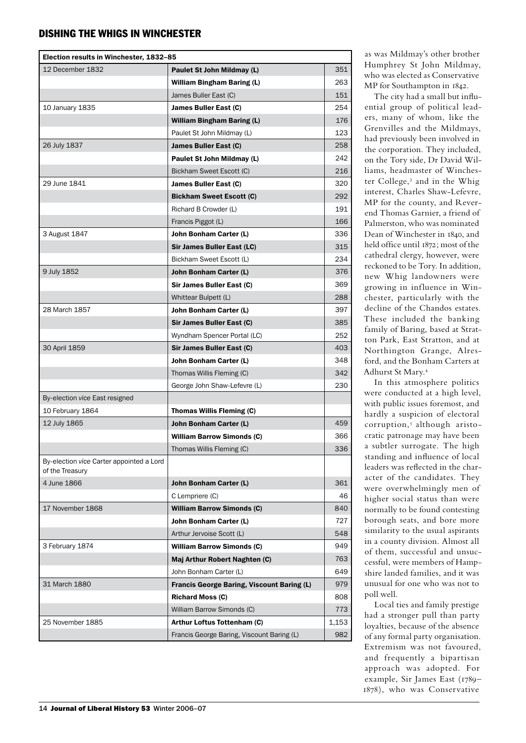## DISHING THE WHIGS IN WINCHESTER

| Election results in Winchester, 1832–85 | | |
|---|---|---|
| 12 December 1832 | **Paulet St John Mildmay (L)** | 351 |
| | **William Bingham Baring (L)** | 263 |
| | James Buller East (C) | 151 |
| 10 January 1835 | **James Buller East (C)** | 254 |
| | **William Bingham Baring (L)** | 176 |
| | Paulet St John Mildmay (L) | 123 |
| 26 July 1837 | **James Buller East (C)** | 258 |
| | **Paulet St John Mildmay (L)** | 242 |
| | Bickham Sweet Escott (C) | 216 |
| 29 June 1841 | **James Buller East (C)** | 320 |
| | **Bickham Sweet Escott (C)** | 292 |
| | Richard B Crowder (L) | 191 |
| | Francis Piggot (L) | 166 |
| 3 August 1847 | **John Bonham Carter (L)** | 336 |
| | **Sir James Buller East (LC)** | 315 |
| | Bickham Sweet Escott (L) | 234 |
| 9 July 1852 | **John Bonham Carter (L)** | 376 |
| | **Sir James Buller East (C)** | 369 |
| | Whittear Bulpett (L) | 288 |
| 28 March 1857 | **John Bonham Carter (L)** | 397 |
| | **Sir James Buller East (C)** | 385 |
| | Wyndham Spencer Portal (LC) | 252 |
| 30 April 1859 | **Sir James Buller East (C)** | 403 |
| | **John Bonham Carter (L)** | 348 |
| | Thomas Willis Fleming (C) | 342 |
| | George John Shaw-Lefevre (L) | 230 |
| By-election *vice* East resigned | | |
| 10 February 1864 | **Thomas Willis Fleming (C)** | |
| 12 July 1865 | **John Bonham Carter (L)** | 459 |
| | **William Barrow Simonds (C)** | 366 |
| | Thomas Willis Fleming (C) | 336 |
| By-election *vice* Carter appointed a Lord of the Treasury | | |
| 4 June 1866 | **John Bonham Carter (L)** | 361 |
| | C Lempriere (C) | 46 |
| 17 November 1868 | **William Barrow Simonds (C)** | 840 |
| | **John Bonham Carter (L)** | 727 |
| | Arthur Jervoise Scott (L) | 548 |
| 3 February 1874 | **William Barrow Simonds (C)** | 949 |
| | **Maj Arthur Robert Naghten (C)** | 763 |
| | John Bonham Carter (L) | 649 |
| 31 March 1880 | **Francis George Baring, Viscount Baring (L)** | 979 |
| | **Richard Moss (C)** | 808 |
| | William Barrow Simonds (C) | 773 |
| 25 November 1885 | **Arthur Loftus Tottenham (C)** | 1,153 |
| | Francis George Baring, Viscount Baring (L) | 982 |

as was Mildmay's other brother Humphrey St John Mildmay, who was elected as Conservative MP for Southampton in 1842.

The city had a small but influential group of political leaders, many of whom, like the Grenvilles and the Mildmays, had previously been involved in the corporation. They included, on the Tory side, Dr David Williams, headmaster of Winchester College,[3] and in the Whig interest, Charles Shaw-Lefevre, MP for the county, and Reverend Thomas Garnier, a friend of Palmerston, who was nominated Dean of Winchester in 1840, and held office until 1872; most of the cathedral clergy, however, were reckoned to be Tory. In addition, new Whig landowners were growing in influence in Winchester, particularly with the decline of the Chandos estates. These included the banking family of Baring, based at Stratton Park, East Stratton, and at Northington Grange, Alresford, and the Bonham Carters at Adhurst St Mary.[4]

In this atmosphere politics were conducted at a high level, with public issues foremost, and hardly a suspicion of electoral corruption,[5] although aristocratic patronage may have been a subtler surrogate. The high standing and influence of local leaders was reflected in the character of the candidates. They were overwhelmingly men of higher social status than were normally to be found contesting borough seats, and bore more similarity to the usual aspirants in a county division. Almost all of them, successful and unsuccessful, were members of Hampshire landed families, and it was unusual for one who was not to poll well.

Local ties and family prestige had a stronger pull than party loyalties, because of the absence of any formal party organisation. Extremism was not favoured, and frequently a bipartisan approach was adopted. For example, Sir James East (1789–1878), who was Conservative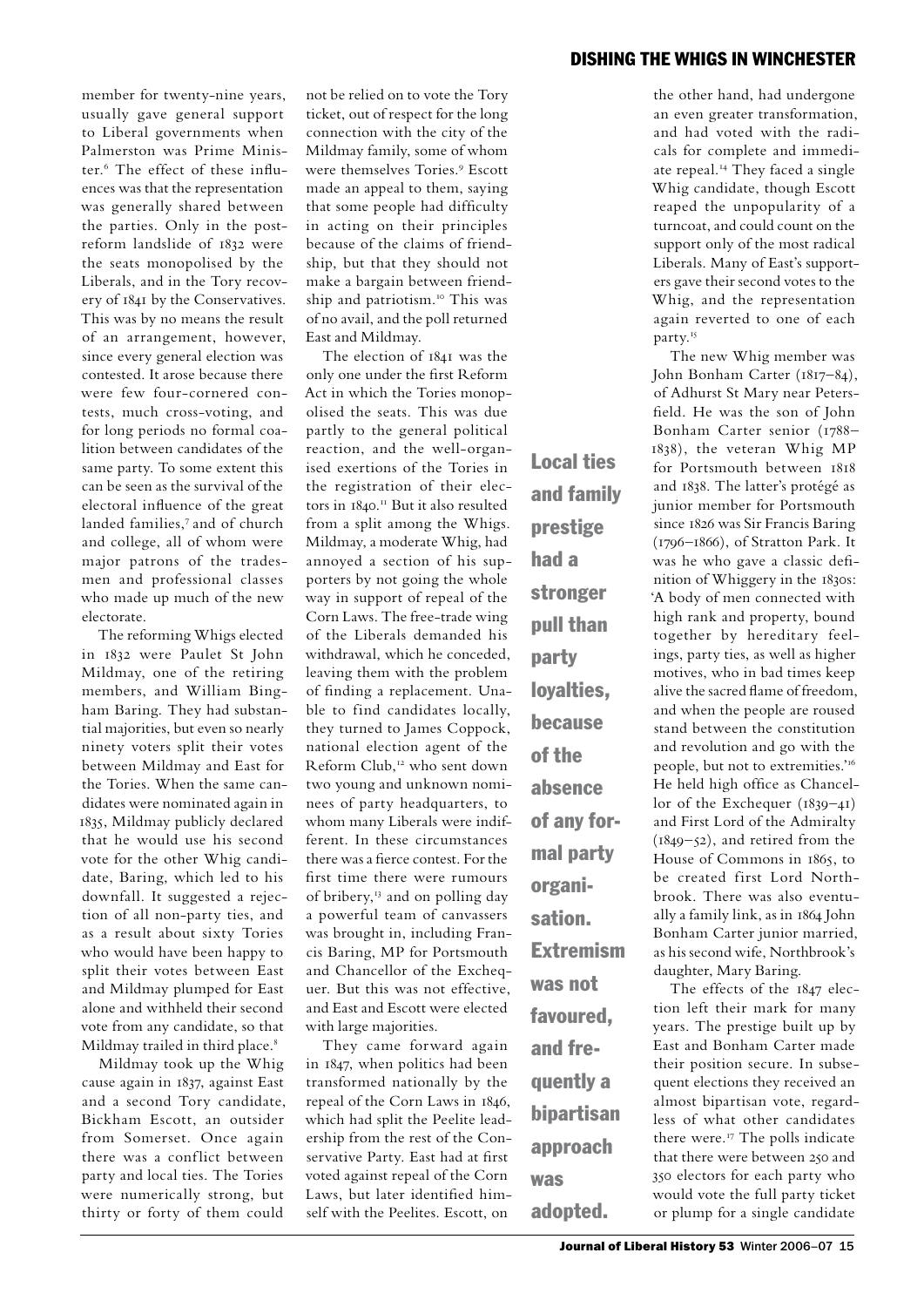member for twenty-nine years, usually gave general support to Liberal governments when Palmerston was Prime Minister.[6] The effect of these influences was that the representation was generally shared between the parties. Only in the post-reform landslide of 1832 were the seats monopolised by the Liberals, and in the Tory recovery of 1841 by the Conservatives. This was by no means the result of an arrangement, however, since every general election was contested. It arose because there were few four-cornered contests, much cross-voting, and for long periods no formal coalition between candidates of the same party. To some extent this can be seen as the survival of the electoral influence of the great landed families,[7] and of church and college, all of whom were major patrons of the tradesmen and professional classes who made up much of the new electorate.

The reforming Whigs elected in 1832 were Paulet St John Mildmay, one of the retiring members, and William Bingham Baring. They had substantial majorities, but even so nearly ninety voters split their votes between Mildmay and East for the Tories. When the same candidates were nominated again in 1835, Mildmay publicly declared that he would use his second vote for the other Whig candidate, Baring, which led to his downfall. It suggested a rejection of all non-party ties, and as a result about sixty Tories who would have been happy to split their votes between East and Mildmay plumped for East alone and withheld their second vote from any candidate, so that Mildmay trailed in third place.[8]

Mildmay took up the Whig cause again in 1837, against East and a second Tory candidate, Bickham Escott, an outsider from Somerset. Once again there was a conflict between party and local ties. The Tories were numerically strong, but thirty or forty of them could not be relied on to vote the Tory ticket, out of respect for the long connection with the city of the Mildmay family, some of whom were themselves Tories.[9] Escott made an appeal to them, saying that some people had difficulty in acting on their principles because of the claims of friendship, but that they should not make a bargain between friendship and patriotism.[10] This was of no avail, and the poll returned East and Mildmay.

The election of 1841 was the only one under the first Reform Act in which the Tories monopolised the seats. This was due partly to the general political reaction, and the well-organised exertions of the Tories in the registration of their electors in 1840.[11] But it also resulted from a split among the Whigs. Mildmay, a moderate Whig, had annoyed a section of his supporters by not going the whole way in support of repeal of the Corn Laws. The free-trade wing of the Liberals demanded his withdrawal, which he conceded, leaving them with the problem of finding a replacement. Unable to find candidates locally, they turned to James Coppock, national election agent of the Reform Club,[12] who sent down two young and unknown nominees of party headquarters, to whom many Liberals were indifferent. In these circumstances there was a fierce contest. For the first time there were rumours of bribery,[13] and on polling day a powerful team of canvassers was brought in, including Francis Baring, MP for Portsmouth and Chancellor of the Exchequer. But this was not effective, and East and Escott were elected with large majorities.

They came forward again in 1847, when politics had been transformed nationally by the repeal of the Corn Laws in 1846, which had split the Peelite leadership from the rest of the Conservative Party. East had at first voted against repeal of the Corn Laws, but later identified himself with the Peelites. Escott, on the other hand, had undergone an even greater transformation, and had voted with the radicals for complete and immediate repeal.[14] They faced a single Whig candidate, though Escott reaped the unpopularity of a turncoat, and could count on the support only of the most radical Liberals. Many of East's supporters gave their second votes to the Whig, and the representation again reverted to one of each party.[15]

**Local ties and family prestige had a stronger pull than party loyalties, because of the absence of any formal party organisation. Extremism was not favoured, and frequently a bipartisan approach was adopted.**

The new Whig member was John Bonham Carter (1817–84), of Adhurst St Mary near Petersfield. He was the son of John Bonham Carter senior (1788–1838), the veteran Whig MP for Portsmouth between 1818 and 1838. The latter's protégé as junior member for Portsmouth since 1826 was Sir Francis Baring (1796–1866), of Stratton Park. It was he who gave a classic definition of Whiggery in the 1830s: 'A body of men connected with high rank and property, bound together by hereditary feelings, party ties, as well as higher motives, who in bad times keep alive the sacred flame of freedom, and when the people are roused stand between the constitution and revolution and go with the people, but not to extremities.'[16] He held high office as Chancellor of the Exchequer (1839–41) and First Lord of the Admiralty (1849–52), and retired from the House of Commons in 1865, to be created first Lord Northbrook. There was also eventually a family link, as in 1864 John Bonham Carter junior married, as his second wife, Northbrook's daughter, Mary Baring.

The effects of the 1847 election left their mark for many years. The prestige built up by East and Bonham Carter made their position secure. In subsequent elections they received an almost bipartisan vote, regardless of what other candidates there were.[17] The polls indicate that there were between 250 and 350 electors for each party who would vote the full party ticket or plump for a single candidate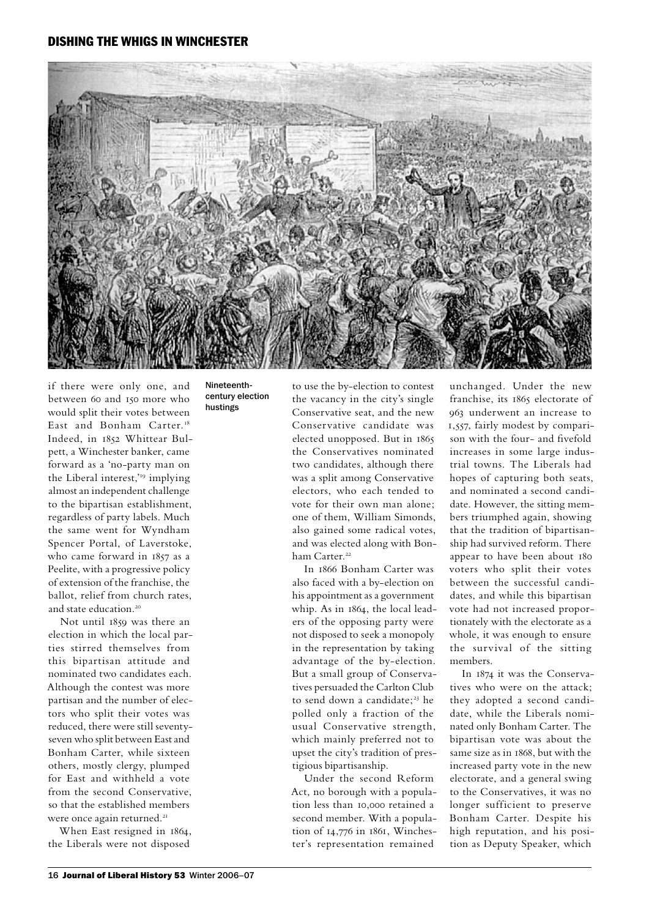if there were only one, and between 60 and 150 more who would split their votes between East and Bonham Carter.[18] Indeed, in 1852 Whittear Bulpett, a Winchester banker, came forward as a 'no-party man on the Liberal interest,'[19] implying almost an independent challenge to the bipartisan establishment, regardless of party labels. Much the same went for Wyndham Spencer Portal, of Laverstoke, who came forward in 1857 as a Peelite, with a progressive policy of extension of the franchise, the ballot, relief from church rates, and state education.[20]

Not until 1859 was there an election in which the local parties stirred themselves from this bipartisan attitude and nominated two candidates each. Although the contest was more partisan and the number of electors who split their votes was reduced, there were still seventy-seven who split between East and Bonham Carter, while sixteen others, mostly clergy, plumped for East and withheld a vote from the second Conservative, so that the established members were once again returned.[21]

When East resigned in 1864, the Liberals were not disposed to use the by-election to contest the vacancy in the city's single Conservative seat, and the new Conservative candidate was elected unopposed. But in 1865 the Conservatives nominated two candidates, although there was a split among Conservative electors, who each tended to vote for their own man alone; one of them, William Simonds, also gained some radical votes, and was elected along with Bonham Carter.[22]

In 1866 Bonham Carter was also faced with a by-election on his appointment as a government whip. As in 1864, the local leaders of the opposing party were not disposed to seek a monopoly in the representation by taking advantage of the by-election. But a small group of Conservatives persuaded the Carlton Club to send down a candidate;[23] he polled only a fraction of the usual Conservative strength, which mainly preferred not to upset the city's tradition of prestigious bipartisanship.

Under the second Reform Act, no borough with a population less than 10,000 retained a second member. With a population of 14,776 in 1861, Winchester's representation remained unchanged. Under the new franchise, its 1865 electorate of 963 underwent an increase to 1,557, fairly modest by comparison with the four- and fivefold increases in some large industrial towns. The Liberals had hopes of capturing both seats, and nominated a second candidate. However, the sitting members triumphed again, showing that the tradition of bipartisanship had survived reform. There appear to have been about 180 voters who split their votes between the successful candidates, and while this bipartisan vote had not increased proportionately with the electorate as a whole, it was enough to ensure the survival of the sitting members.

In 1874 it was the Conservatives who were on the attack; they adopted a second candidate, while the Liberals nominated only Bonham Carter. The bipartisan vote was about the same size as in 1868, but with the increased party vote in the new electorate, and a general swing to the Conservatives, it was no longer sufficient to preserve Bonham Carter. Despite his high reputation, and his position as Deputy Speaker, which

Nineteenth-century election hustings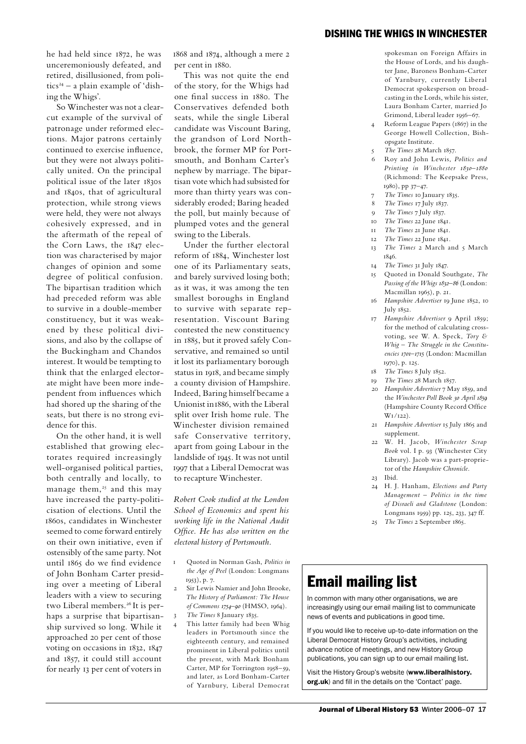he had held since 1872, he was unceremoniously defeated, and retired, disillusioned, from politics[24] – a plain example of 'dishing the Whigs'.

So Winchester was not a clear-cut example of the survival of patronage under reformed elections. Major patrons certainly continued to exercise influence, but they were not always politically united. On the principal political issue of the later 1830s and 1840s, that of agricultural protection, while strong views were held, they were not always cohesively expressed, and in the aftermath of the repeal of the Corn Laws, the 1847 election was characterised by major changes of opinion and some degree of political confusion. The bipartisan tradition which had preceded reform was able to survive in a double-member constituency, but it was weakened by these political divisions, and also by the collapse of the Buckingham and Chandos interest. It would be tempting to think that the enlarged electorate might have been more independent from influences which had shored up the sharing of the seats, but there is no strong evidence for this.

On the other hand, it is well established that growing electorates required increasingly well-organised political parties, both centrally and locally, to manage them,[25] and this may have increased the party-politicisation of elections. Until the 1860s, candidates in Winchester seemed to come forward entirely on their own initiative, even if ostensibly of the same party. Not until 1865 do we find evidence of John Bonham Carter presiding over a meeting of Liberal leaders with a view to securing two Liberal members.[26] It is perhaps a surprise that bipartisanship survived so long. While it approached 20 per cent of those voting on occasions in 1832, 1847 and 1857, it could still account for nearly 13 per cent of voters in 1868 and 1874, although a mere 2 per cent in 1880.

This was not quite the end of the story, for the Whigs had one final success in 1880. The Conservatives defended both seats, while the single Liberal candidate was Viscount Baring, the grandson of Lord Northbrook, the former MP for Portsmouth, and Bonham Carter's nephew by marriage. The bipartisan vote which had subsisted for more than thirty years was considerably eroded; Baring headed the poll, but mainly because of plumped votes and the general swing to the Liberals.

Under the further electoral reform of 1884, Winchester lost one of its Parliamentary seats, and barely survived losing both; as it was, it was among the ten smallest boroughs in England to survive with separate representation. Viscount Baring contested the new constituency in 1885, but it proved safely Conservative, and remained so until it lost its parliamentary borough status in 1918, and became simply a county division of Hampshire. Indeed, Baring himself became a Unionist in1886, with the Liberal split over Irish home rule. The Winchester division remained safe Conservative territory, apart from going Labour in the landslide of 1945. It was not until 1997 that a Liberal Democrat was to recapture Winchester.

*Robert Cook studied at the London School of Economics and spent his working life in the National Audit Office. He has also written on the electoral history of Portsmouth.*

1. Quoted in Norman Gash, *Politics in the Age of Peel* (London: Longmans 1953), p. 7.
2. Sir Lewis Namier and John Brooke, *The History of Parliament: The House of Commons 1754–90* (HMSO, 1964).
3. *The Times* 8 January 1835.
4. This latter family had been Whig leaders in Portsmouth since the eighteenth century, and remained prominent in Liberal politics until the present, with Mark Bonham Carter, MP for Torrington 1958–59, and later, as Lord Bonham-Carter of Yarnbury, Liberal Democrat spokesman on Foreign Affairs in the House of Lords, and his daughter Jane, Baroness Bonham-Carter of Yarnbury, currently Liberal Democrat spokesperson on broadcasting in the Lords, while his sister, Laura Bonham Carter, married Jo Grimond, Liberal leader 1956–67.
4. Reform League Papers (1867) in the George Howell Collection, Bishopsgate Institute.
5. *The Times* 28 March 1857.
6. Roy and John Lewis, *Politics and Printing in Winchester 1830–1880* (Richmond: The Keepsake Press, 1980), pp 37–47.
7. *The Times* 10 January 1835.
8. *The Times* 17 July 1837.
9. *The Times* 7 July 1837.
10. *The Times* 22 June 1841.
11. *The Times* 21 June 1841.
12. *The Times* 22 June 1841.
13. *The Times* 2 March and 5 March 1846.
14. *The Times* 31 July 1847.
15. Quoted in Donald Southgate, *The Passing of the Whigs 1832–86* (London: Macmillan 1965), p. 21.
16. *Hampshire Advertiser* 19 June 1852, 10 July 1852.
17. *Hampshire Advertiser* 9 April 1859; for the method of calculating cross-voting, see W. A. Speck, *Tory & Whig – The Struggle in the Constituencies 1701–1715* (London: Macmillan 1970), p. 125.
18. *The Times* 8 July 1852.
19. *The Times* 28 March 1857.
20. *Hampshire Advertiser* 7 May 1859, and the *Winchester Poll Book 30 April 1859* (Hampshire County Record Office W1/122).
21. *Hampshire Advertiser* 15 July 1865 and supplement.
22. W. H. Jacob, *Winchester Scrap Book* vol. I p. 93 (Winchester City Library). Jacob was a part-proprietor of the *Hampshire Chronicle*.
23. Ibid.
24. H. J. Hanham, *Elections and Party Management – Politics in the time of Disraeli and Gladstone* (London: Longmans 1959) pp. 125, 233, 347 ff.
25. *The Times* 2 September 1865.

## Email mailing list

In common with many other organisations, we are increasingly using our email mailing list to communicate news of events and publications in good time.

If you would like to receive up-to-date information on the Liberal Democrat History Group's activities, including advance notice of meetings, and new History Group publications, you can sign up to our email mailing list.

Visit the History Group's website (**www.liberalhistory.org.uk**) and fill in the details on the 'Contact' page.